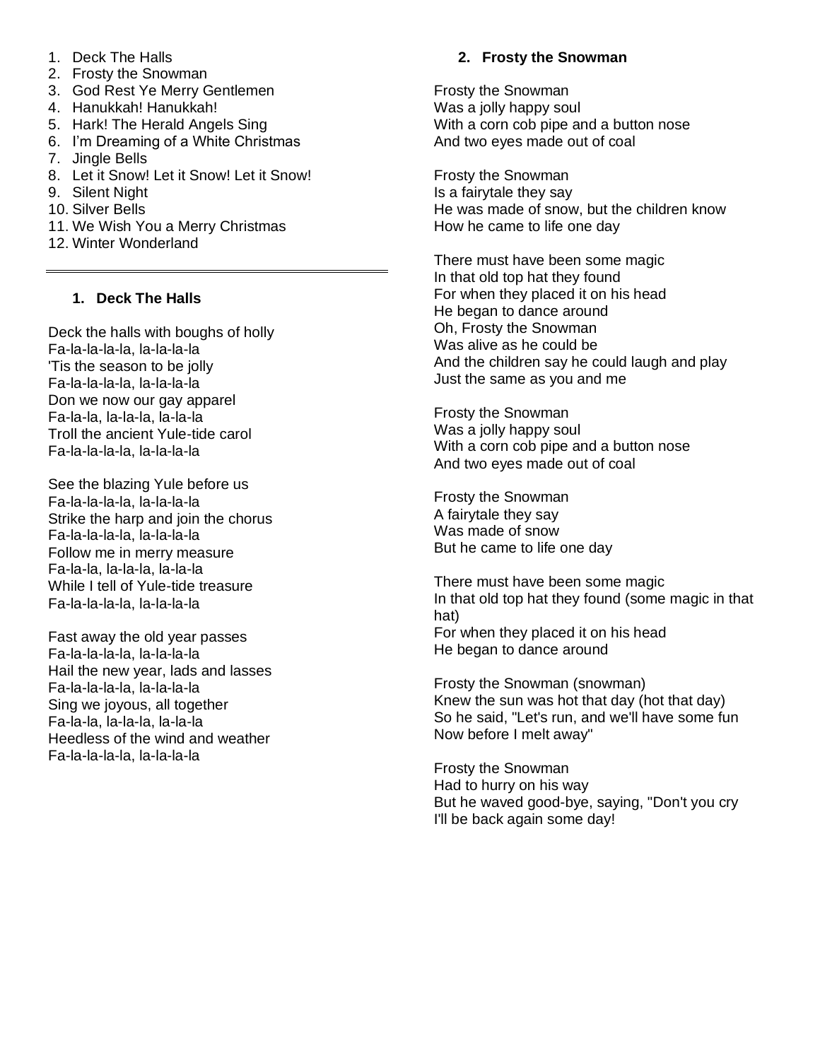1. Deck The Halls
2. Frosty the Snowman
3. God Rest Ye Merry Gentlemen
4. Hanukkah! Hanukkah!
5. Hark! The Herald Angels Sing
6. I'm Dreaming of a White Christmas
7. Jingle Bells
8. Let it Snow! Let it Snow! Let it Snow!
9. Silent Night
10. Silver Bells
11. We Wish You a Merry Christmas
12. Winter Wonderland

---

### 1. Deck The Halls

Deck the halls with boughs of holly
Fa-la-la-la-la, la-la-la-la
'Tis the season to be jolly
Fa-la-la-la-la, la-la-la-la
Don we now our gay apparel
Fa-la-la, la-la-la, la-la-la
Troll the ancient Yule-tide carol
Fa-la-la-la-la, la-la-la-la

See the blazing Yule before us
Fa-la-la-la-la, la-la-la-la
Strike the harp and join the chorus
Fa-la-la-la-la, la-la-la-la
Follow me in merry measure
Fa-la-la, la-la-la, la-la-la
While I tell of Yule-tide treasure
Fa-la-la-la-la, la-la-la-la

Fast away the old year passes
Fa-la-la-la-la, la-la-la-la
Hail the new year, lads and lasses
Fa-la-la-la-la, la-la-la-la
Sing we joyous, all together
Fa-la-la, la-la-la, la-la-la
Heedless of the wind and weather
Fa-la-la-la-la, la-la-la-la

### 2. Frosty the Snowman

Frosty the Snowman
Was a jolly happy soul
With a corn cob pipe and a button nose
And two eyes made out of coal

Frosty the Snowman
Is a fairytale they say
He was made of snow, but the children know
How he came to life one day

There must have been some magic
In that old top hat they found
For when they placed it on his head
He began to dance around
Oh, Frosty the Snowman
Was alive as he could be
And the children say he could laugh and play
Just the same as you and me

Frosty the Snowman
Was a jolly happy soul
With a corn cob pipe and a button nose
And two eyes made out of coal

Frosty the Snowman
A fairytale they say
Was made of snow
But he came to life one day

There must have been some magic
In that old top hat they found (some magic in that hat)
For when they placed it on his head
He began to dance around

Frosty the Snowman (snowman)
Knew the sun was hot that day (hot that day)
So he said, "Let's run, and we'll have some fun
Now before I melt away"

Frosty the Snowman
Had to hurry on his way
But he waved good-bye, saying, "Don't you cry
I'll be back again some day!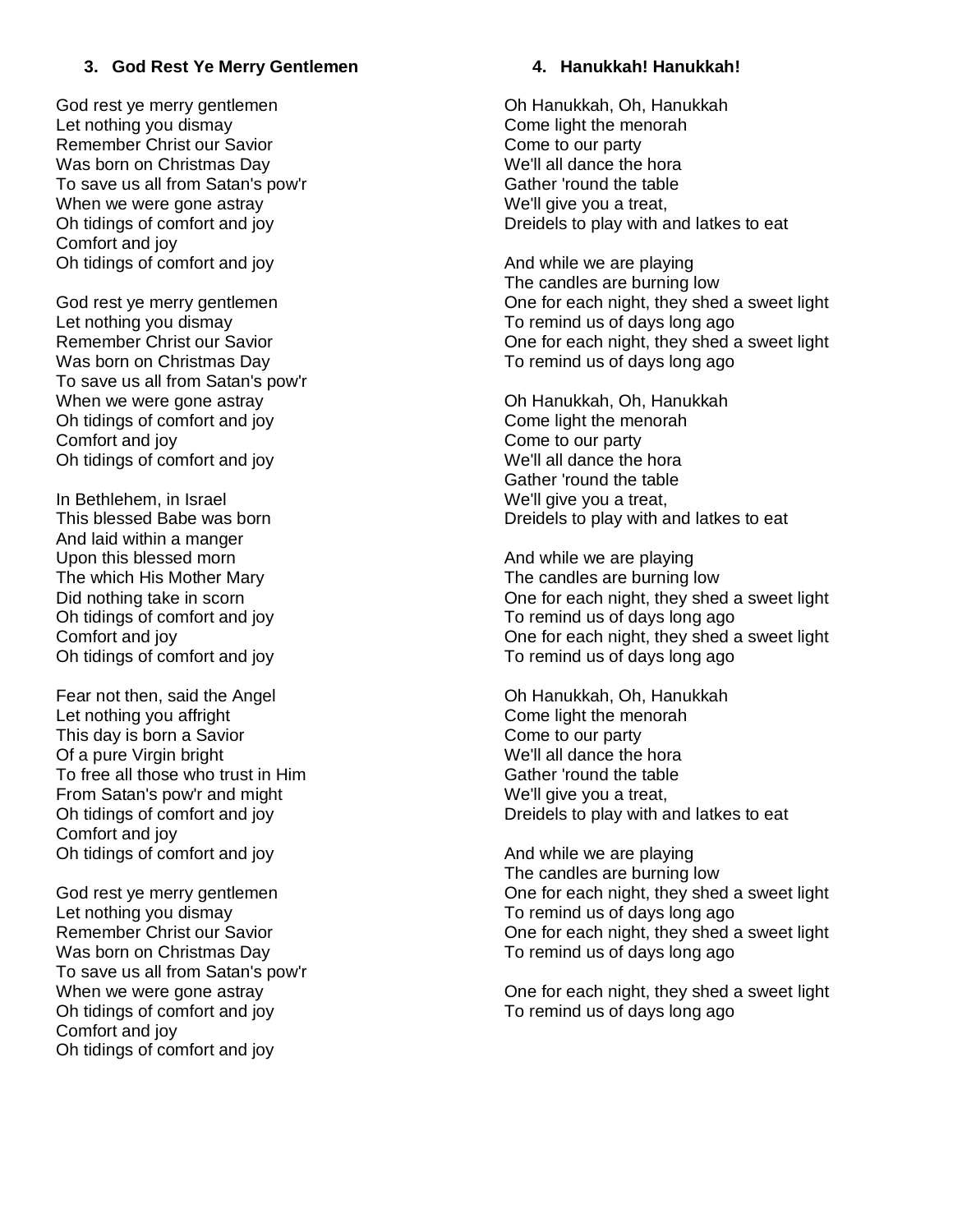### 3. God Rest Ye Merry Gentlemen

God rest ye merry gentlemen
Let nothing you dismay
Remember Christ our Savior
Was born on Christmas Day
To save us all from Satan's pow'r
When we were gone astray
Oh tidings of comfort and joy
Comfort and joy
Oh tidings of comfort and joy

God rest ye merry gentlemen
Let nothing you dismay
Remember Christ our Savior
Was born on Christmas Day
To save us all from Satan's pow'r
When we were gone astray
Oh tidings of comfort and joy
Comfort and joy
Oh tidings of comfort and joy

In Bethlehem, in Israel
This blessed Babe was born
And laid within a manger
Upon this blessed morn
The which His Mother Mary
Did nothing take in scorn
Oh tidings of comfort and joy
Comfort and joy
Oh tidings of comfort and joy

Fear not then, said the Angel
Let nothing you affright
This day is born a Savior
Of a pure Virgin bright
To free all those who trust in Him
From Satan's pow'r and might
Oh tidings of comfort and joy
Comfort and joy
Oh tidings of comfort and joy

God rest ye merry gentlemen
Let nothing you dismay
Remember Christ our Savior
Was born on Christmas Day
To save us all from Satan's pow'r
When we were gone astray
Oh tidings of comfort and joy
Comfort and joy
Oh tidings of comfort and joy

### 4. Hanukkah! Hanukkah!

Oh Hanukkah, Oh, Hanukkah
Come light the menorah
Come to our party
We'll all dance the hora
Gather 'round the table
We'll give you a treat,
Dreidels to play with and latkes to eat

And while we are playing
The candles are burning low
One for each night, they shed a sweet light
To remind us of days long ago
One for each night, they shed a sweet light
To remind us of days long ago

Oh Hanukkah, Oh, Hanukkah
Come light the menorah
Come to our party
We'll all dance the hora
Gather 'round the table
We'll give you a treat,
Dreidels to play with and latkes to eat

And while we are playing
The candles are burning low
One for each night, they shed a sweet light
To remind us of days long ago
One for each night, they shed a sweet light
To remind us of days long ago

Oh Hanukkah, Oh, Hanukkah
Come light the menorah
Come to our party
We'll all dance the hora
Gather 'round the table
We'll give you a treat,
Dreidels to play with and latkes to eat

And while we are playing
The candles are burning low
One for each night, they shed a sweet light
To remind us of days long ago
One for each night, they shed a sweet light
To remind us of days long ago

One for each night, they shed a sweet light
To remind us of days long ago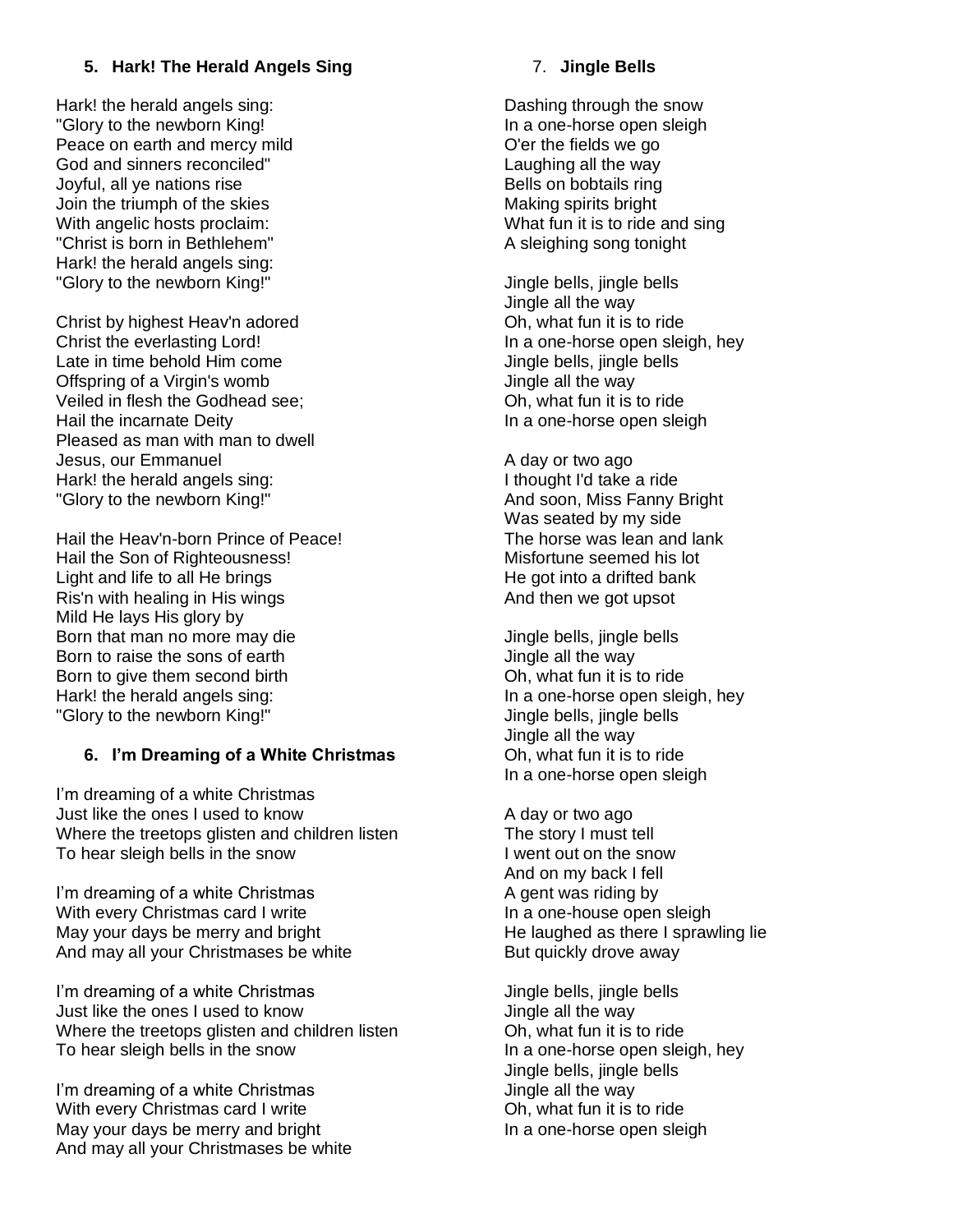### 5. Hark! The Herald Angels Sing

Hark! the herald angels sing:
"Glory to the newborn King!
Peace on earth and mercy mild
God and sinners reconciled"
Joyful, all ye nations rise
Join the triumph of the skies
With angelic hosts proclaim:
"Christ is born in Bethlehem"
Hark! the herald angels sing:
"Glory to the newborn King!"

Christ by highest Heav'n adored
Christ the everlasting Lord!
Late in time behold Him come
Offspring of a Virgin's womb
Veiled in flesh the Godhead see;
Hail the incarnate Deity
Pleased as man with man to dwell
Jesus, our Emmanuel
Hark! the herald angels sing:
"Glory to the newborn King!"

Hail the Heav'n-born Prince of Peace!
Hail the Son of Righteousness!
Light and life to all He brings
Ris'n with healing in His wings
Mild He lays His glory by
Born that man no more may die
Born to raise the sons of earth
Born to give them second birth
Hark! the herald angels sing:
"Glory to the newborn King!"

### 6. I'm Dreaming of a White Christmas

I'm dreaming of a white Christmas
Just like the ones I used to know
Where the treetops glisten and children listen
To hear sleigh bells in the snow

I'm dreaming of a white Christmas
With every Christmas card I write
May your days be merry and bright
And may all your Christmases be white

I'm dreaming of a white Christmas
Just like the ones I used to know
Where the treetops glisten and children listen
To hear sleigh bells in the snow

I'm dreaming of a white Christmas
With every Christmas card I write
May your days be merry and bright
And may all your Christmases be white

### 7. Jingle Bells

Dashing through the snow
In a one-horse open sleigh
O'er the fields we go
Laughing all the way
Bells on bobtails ring
Making spirits bright
What fun it is to ride and sing
A sleighing song tonight

Jingle bells, jingle bells
Jingle all the way
Oh, what fun it is to ride
In a one-horse open sleigh, hey
Jingle bells, jingle bells
Jingle all the way
Oh, what fun it is to ride
In a one-horse open sleigh

A day or two ago
I thought I'd take a ride
And soon, Miss Fanny Bright
Was seated by my side
The horse was lean and lank
Misfortune seemed his lot
He got into a drifted bank
And then we got upsot

Jingle bells, jingle bells
Jingle all the way
Oh, what fun it is to ride
In a one-horse open sleigh, hey
Jingle bells, jingle bells
Jingle all the way
Oh, what fun it is to ride
In a one-horse open sleigh

A day or two ago
The story I must tell
I went out on the snow
And on my back I fell
A gent was riding by
In a one-house open sleigh
He laughed as there I sprawling lie
But quickly drove away

Jingle bells, jingle bells
Jingle all the way
Oh, what fun it is to ride
In a one-horse open sleigh, hey
Jingle bells, jingle bells
Jingle all the way
Oh, what fun it is to ride
In a one-horse open sleigh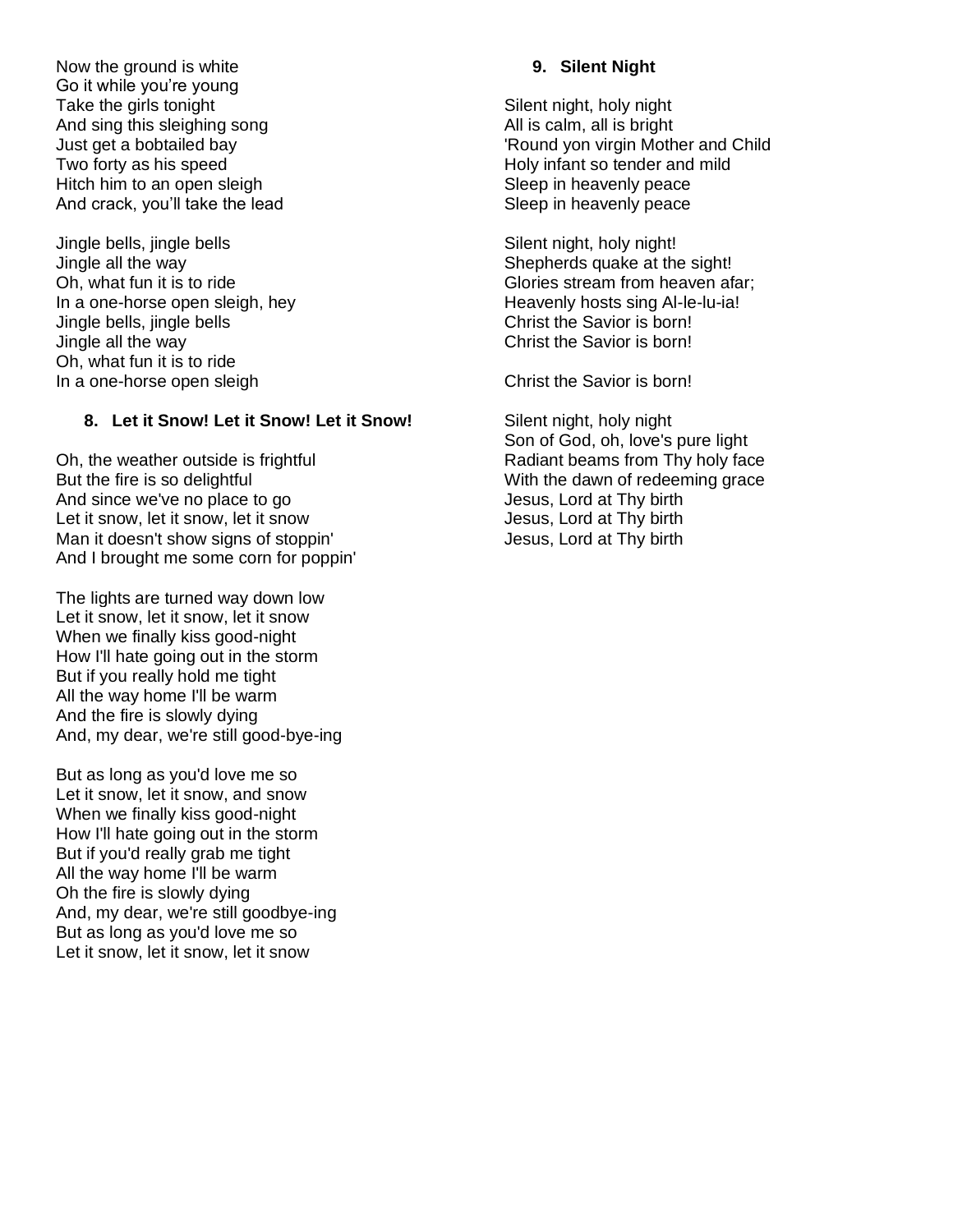Now the ground is white
Go it while you're young
Take the girls tonight
And sing this sleighing song
Just get a bobtailed bay
Two forty as his speed
Hitch him to an open sleigh
And crack, you'll take the lead

Jingle bells, jingle bells
Jingle all the way
Oh, what fun it is to ride
In a one-horse open sleigh, hey
Jingle bells, jingle bells
Jingle all the way
Oh, what fun it is to ride
In a one-horse open sleigh

### 8. Let it Snow! Let it Snow! Let it Snow!

Oh, the weather outside is frightful
But the fire is so delightful
And since we've no place to go
Let it snow, let it snow, let it snow
Man it doesn't show signs of stoppin'
And I brought me some corn for poppin'

The lights are turned way down low
Let it snow, let it snow, let it snow
When we finally kiss good-night
How I'll hate going out in the storm
But if you really hold me tight
All the way home I'll be warm
And the fire is slowly dying
And, my dear, we're still good-bye-ing

But as long as you'd love me so
Let it snow, let it snow, and snow
When we finally kiss good-night
How I'll hate going out in the storm
But if you'd really grab me tight
All the way home I'll be warm
Oh the fire is slowly dying
And, my dear, we're still goodbye-ing
But as long as you'd love me so
Let it snow, let it snow, let it snow

### 9. Silent Night

Silent night, holy night
All is calm, all is bright
'Round yon virgin Mother and Child
Holy infant so tender and mild
Sleep in heavenly peace
Sleep in heavenly peace

Silent night, holy night!
Shepherds quake at the sight!
Glories stream from heaven afar;
Heavenly hosts sing Al-le-lu-ia!
Christ the Savior is born!
Christ the Savior is born!

Christ the Savior is born!

Silent night, holy night
Son of God, oh, love's pure light
Radiant beams from Thy holy face
With the dawn of redeeming grace
Jesus, Lord at Thy birth
Jesus, Lord at Thy birth
Jesus, Lord at Thy birth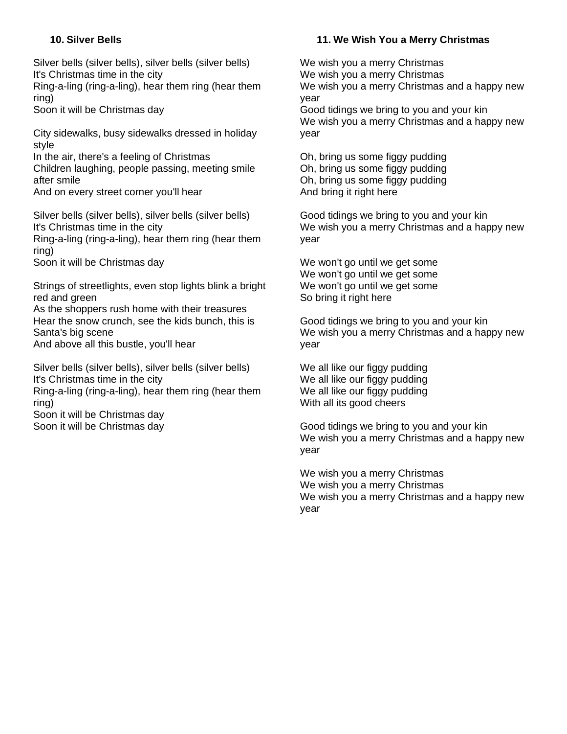### 10. Silver Bells

Silver bells (silver bells), silver bells (silver bells)
It's Christmas time in the city
Ring-a-ling (ring-a-ling), hear them ring (hear them ring)
Soon it will be Christmas day

City sidewalks, busy sidewalks dressed in holiday style
In the air, there's a feeling of Christmas
Children laughing, people passing, meeting smile after smile
And on every street corner you'll hear

Silver bells (silver bells), silver bells (silver bells)
It's Christmas time in the city
Ring-a-ling (ring-a-ling), hear them ring (hear them ring)
Soon it will be Christmas day

Strings of streetlights, even stop lights blink a bright red and green
As the shoppers rush home with their treasures
Hear the snow crunch, see the kids bunch, this is Santa's big scene
And above all this bustle, you'll hear

Silver bells (silver bells), silver bells (silver bells)
It's Christmas time in the city
Ring-a-ling (ring-a-ling), hear them ring (hear them ring)
Soon it will be Christmas day
Soon it will be Christmas day

### 11. We Wish You a Merry Christmas

We wish you a merry Christmas
We wish you a merry Christmas
We wish you a merry Christmas and a happy new year
Good tidings we bring to you and your kin
We wish you a merry Christmas and a happy new year

Oh, bring us some figgy pudding
Oh, bring us some figgy pudding
Oh, bring us some figgy pudding
And bring it right here

Good tidings we bring to you and your kin
We wish you a merry Christmas and a happy new year

We won't go until we get some
We won't go until we get some
We won't go until we get some
So bring it right here

Good tidings we bring to you and your kin
We wish you a merry Christmas and a happy new year

We all like our figgy pudding
We all like our figgy pudding
We all like our figgy pudding
With all its good cheers

Good tidings we bring to you and your kin
We wish you a merry Christmas and a happy new year

We wish you a merry Christmas
We wish you a merry Christmas
We wish you a merry Christmas and a happy new year